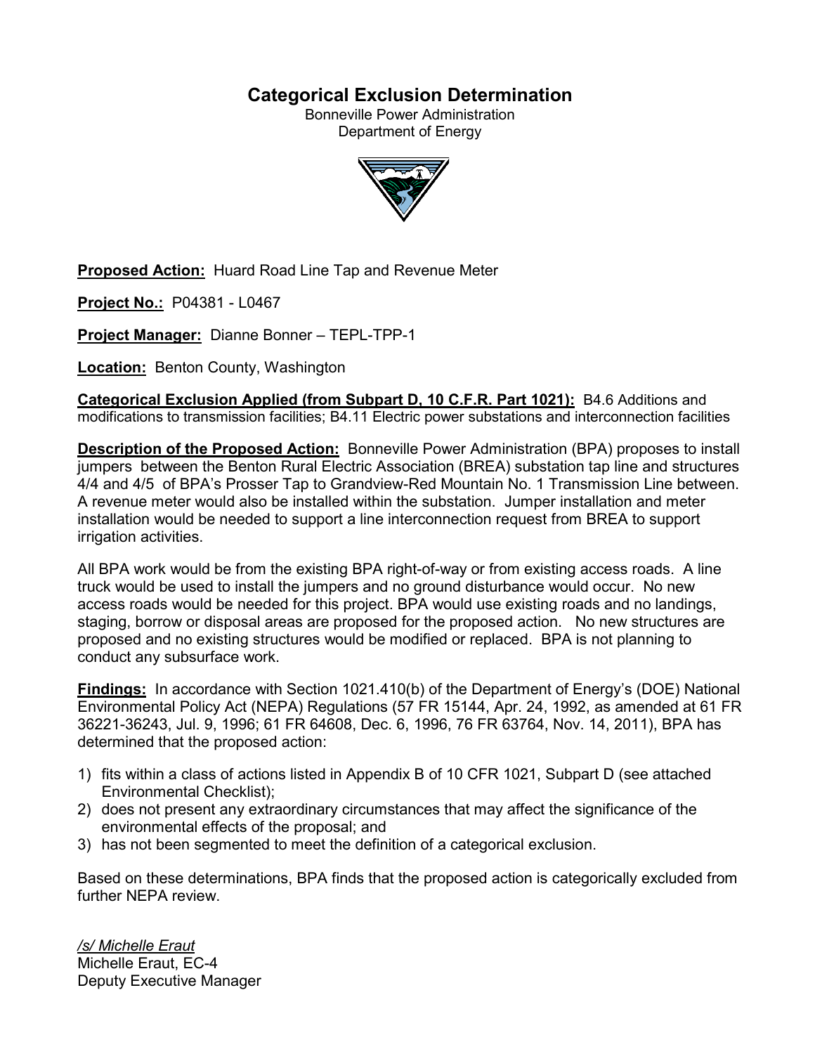# Categorical Exclusion Determination

Bonneville Power Administration
Department of Energy

**Proposed Action:** Huard Road Line Tap and Revenue Meter

**Project No.:** P04381 - L0467

**Project Manager:** Dianne Bonner – TEPL-TPP-1

**Location:** Benton County, Washington

**Categorical Exclusion Applied (from Subpart D, 10 C.F.R. Part 1021):** B4.6 Additions and modifications to transmission facilities; B4.11 Electric power substations and interconnection facilities

**Description of the Proposed Action:** Bonneville Power Administration (BPA) proposes to install jumpers between the Benton Rural Electric Association (BREA) substation tap line and structures 4/4 and 4/5 of BPA's Prosser Tap to Grandview-Red Mountain No. 1 Transmission Line between. A revenue meter would also be installed within the substation. Jumper installation and meter installation would be needed to support a line interconnection request from BREA to support irrigation activities.

All BPA work would be from the existing BPA right-of-way or from existing access roads. A line truck would be used to install the jumpers and no ground disturbance would occur. No new access roads would be needed for this project. BPA would use existing roads and no landings, staging, borrow or disposal areas are proposed for the proposed action. No new structures are proposed and no existing structures would be modified or replaced. BPA is not planning to conduct any subsurface work.

**Findings:** In accordance with Section 1021.410(b) of the Department of Energy's (DOE) National Environmental Policy Act (NEPA) Regulations (57 FR 15144, Apr. 24, 1992, as amended at 61 FR 36221-36243, Jul. 9, 1996; 61 FR 64608, Dec. 6, 1996, 76 FR 63764, Nov. 14, 2011), BPA has determined that the proposed action:

1) fits within a class of actions listed in Appendix B of 10 CFR 1021, Subpart D (see attached Environmental Checklist);
2) does not present any extraordinary circumstances that may affect the significance of the environmental effects of the proposal; and
3) has not been segmented to meet the definition of a categorical exclusion.

Based on these determinations, BPA finds that the proposed action is categorically excluded from further NEPA review.

*/s/ Michelle Eraut*
Michelle Eraut, EC-4
Deputy Executive Manager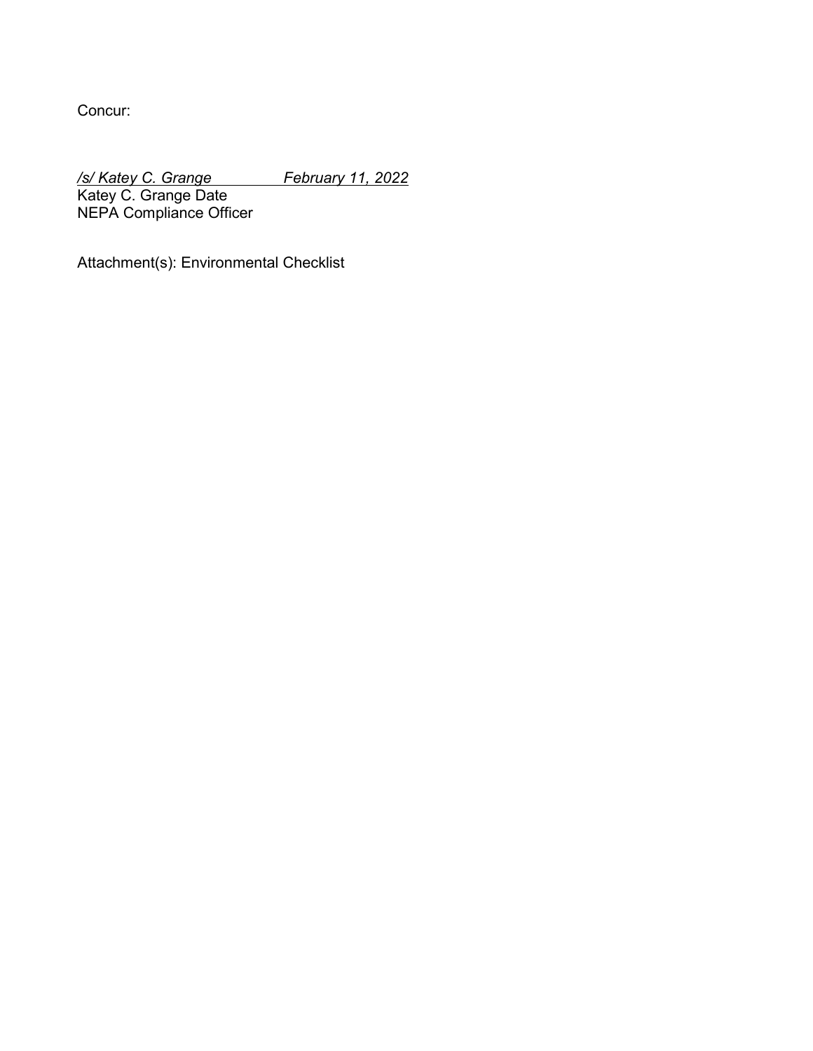Concur:

*/s/ Katey C. Grange                    February 11, 2022*

Katey C. Grange Date

NEPA Compliance Officer

Attachment(s): Environmental Checklist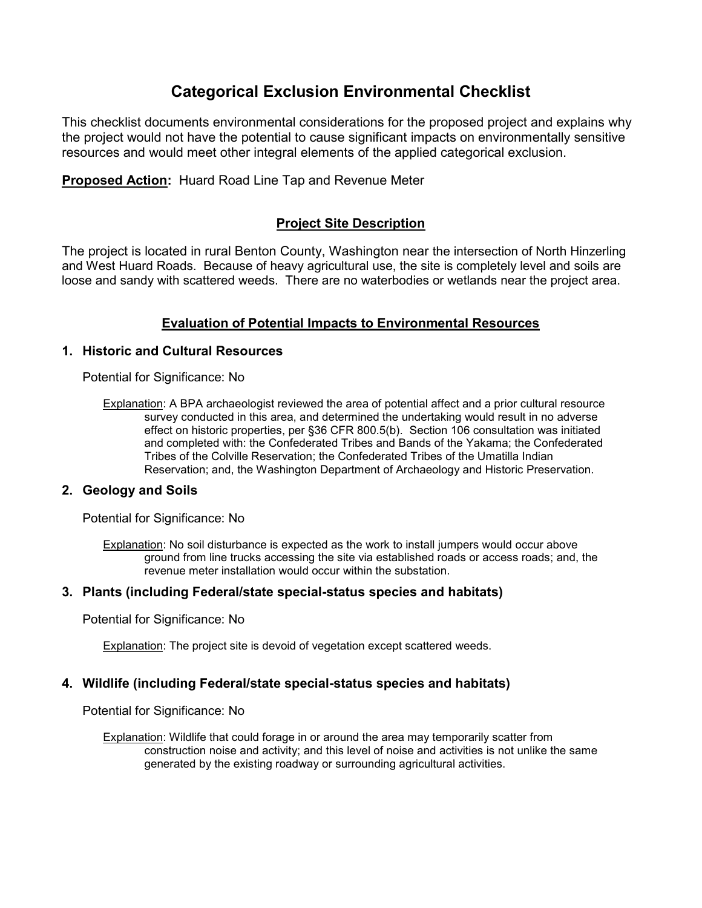# Categorical Exclusion Environmental Checklist

This checklist documents environmental considerations for the proposed project and explains why the project would not have the potential to cause significant impacts on environmentally sensitive resources and would meet other integral elements of the applied categorical exclusion.

**Proposed Action:** Huard Road Line Tap and Revenue Meter

## Project Site Description

The project is located in rural Benton County, Washington near the intersection of North Hinzerling and West Huard Roads. Because of heavy agricultural use, the site is completely level and soils are loose and sandy with scattered weeds. There are no waterbodies or wetlands near the project area.

## Evaluation of Potential Impacts to Environmental Resources

### 1. Historic and Cultural Resources

Potential for Significance: No

Explanation: A BPA archaeologist reviewed the area of potential affect and a prior cultural resource survey conducted in this area, and determined the undertaking would result in no adverse effect on historic properties, per §36 CFR 800.5(b). Section 106 consultation was initiated and completed with: the Confederated Tribes and Bands of the Yakama; the Confederated Tribes of the Colville Reservation; the Confederated Tribes of the Umatilla Indian Reservation; and, the Washington Department of Archaeology and Historic Preservation.

### 2. Geology and Soils

Potential for Significance: No

Explanation: No soil disturbance is expected as the work to install jumpers would occur above ground from line trucks accessing the site via established roads or access roads; and, the revenue meter installation would occur within the substation.

### 3. Plants (including Federal/state special-status species and habitats)

Potential for Significance: No

Explanation: The project site is devoid of vegetation except scattered weeds.

### 4. Wildlife (including Federal/state special-status species and habitats)

Potential for Significance: No

Explanation: Wildlife that could forage in or around the area may temporarily scatter from construction noise and activity; and this level of noise and activities is not unlike the same generated by the existing roadway or surrounding agricultural activities.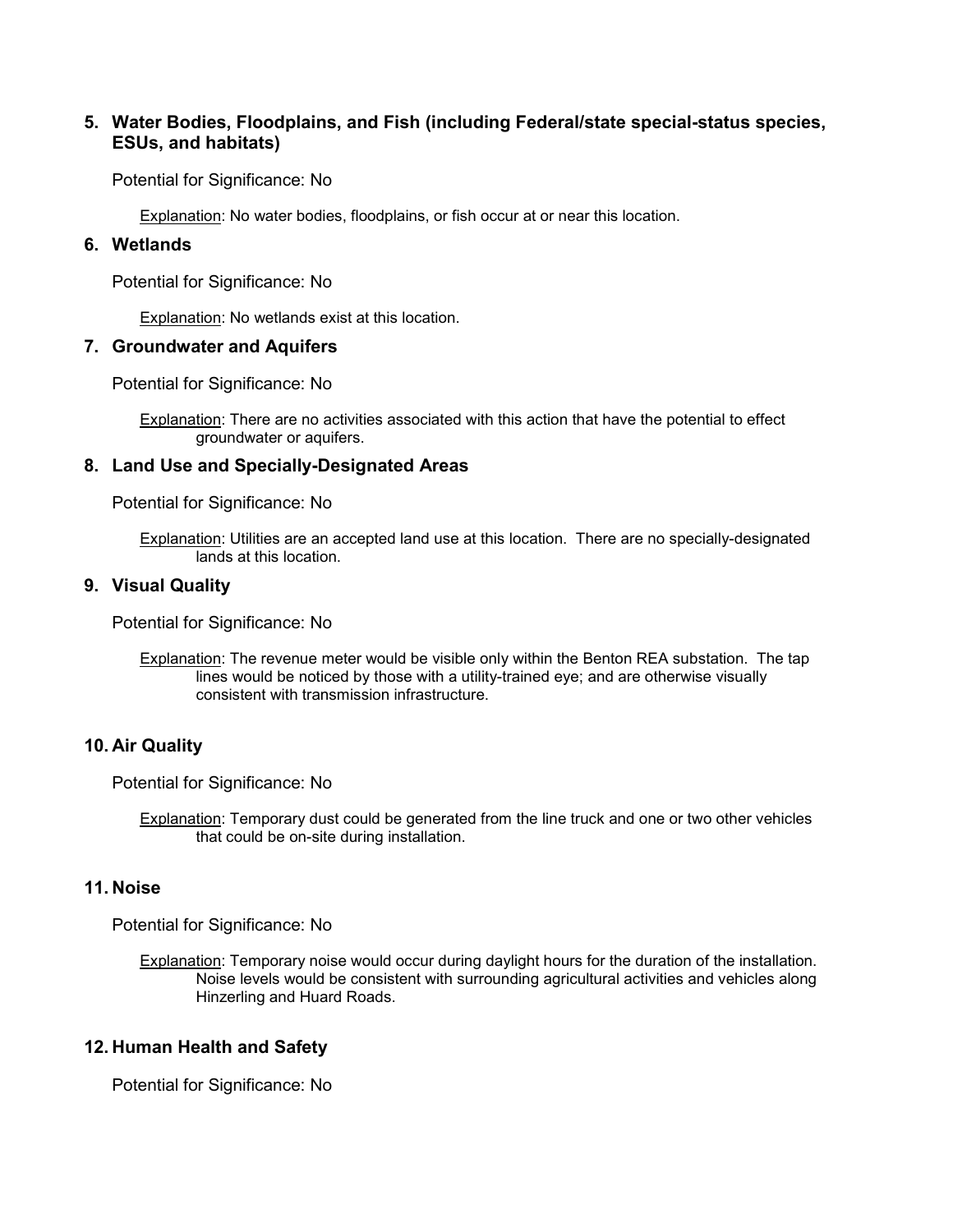5. **Water Bodies, Floodplains, and Fish (including Federal/state special-status species, ESUs, and habitats)**

   Potential for Significance: No

   Explanation: No water bodies, floodplains, or fish occur at or near this location.

6. **Wetlands**

   Potential for Significance: No

   Explanation: No wetlands exist at this location.

7. **Groundwater and Aquifers**

   Potential for Significance: No

   Explanation: There are no activities associated with this action that have the potential to effect groundwater or aquifers.

8. **Land Use and Specially-Designated Areas**

   Potential for Significance: No

   Explanation: Utilities are an accepted land use at this location. There are no specially-designated lands at this location.

9. **Visual Quality**

   Potential for Significance: No

   Explanation: The revenue meter would be visible only within the Benton REA substation. The tap lines would be noticed by those with a utility-trained eye; and are otherwise visually consistent with transmission infrastructure.

10. **Air Quality**

    Potential for Significance: No

    Explanation: Temporary dust could be generated from the line truck and one or two other vehicles that could be on-site during installation.

11. **Noise**

    Potential for Significance: No

    Explanation: Temporary noise would occur during daylight hours for the duration of the installation. Noise levels would be consistent with surrounding agricultural activities and vehicles along Hinzerling and Huard Roads.

12. **Human Health and Safety**

    Potential for Significance: No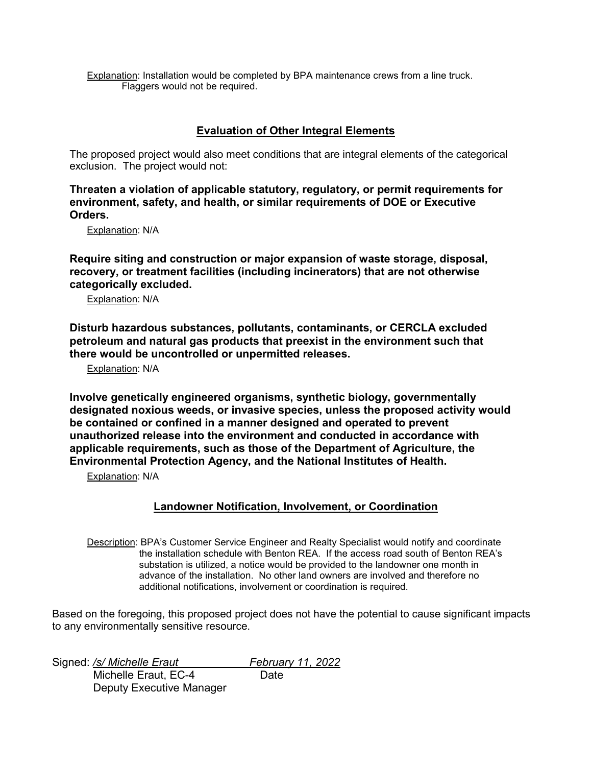Explanation: Installation would be completed by BPA maintenance crews from a line truck. Flaggers would not be required.

## Evaluation of Other Integral Elements

The proposed project would also meet conditions that are integral elements of the categorical exclusion. The project would not:

**Threaten a violation of applicable statutory, regulatory, or permit requirements for environment, safety, and health, or similar requirements of DOE or Executive Orders.**

Explanation: N/A

**Require siting and construction or major expansion of waste storage, disposal, recovery, or treatment facilities (including incinerators) that are not otherwise categorically excluded.**

Explanation: N/A

**Disturb hazardous substances, pollutants, contaminants, or CERCLA excluded petroleum and natural gas products that preexist in the environment such that there would be uncontrolled or unpermitted releases.**

Explanation: N/A

**Involve genetically engineered organisms, synthetic biology, governmentally designated noxious weeds, or invasive species, unless the proposed activity would be contained or confined in a manner designed and operated to prevent unauthorized release into the environment and conducted in accordance with applicable requirements, such as those of the Department of Agriculture, the Environmental Protection Agency, and the National Institutes of Health.**

Explanation: N/A

## Landowner Notification, Involvement, or Coordination

Description: BPA's Customer Service Engineer and Realty Specialist would notify and coordinate the installation schedule with Benton REA. If the access road south of Benton REA's substation is utilized, a notice would be provided to the landowner one month in advance of the installation. No other land owners are involved and therefore no additional notifications, involvement or coordination is required.

Based on the foregoing, this proposed project does not have the potential to cause significant impacts to any environmentally sensitive resource.

Signed: */s/ Michelle Eraut* &nbsp;&nbsp;&nbsp;&nbsp; *February 11, 2022*
Michelle Eraut, EC-4 &nbsp;&nbsp;&nbsp;&nbsp; Date
Deputy Executive Manager